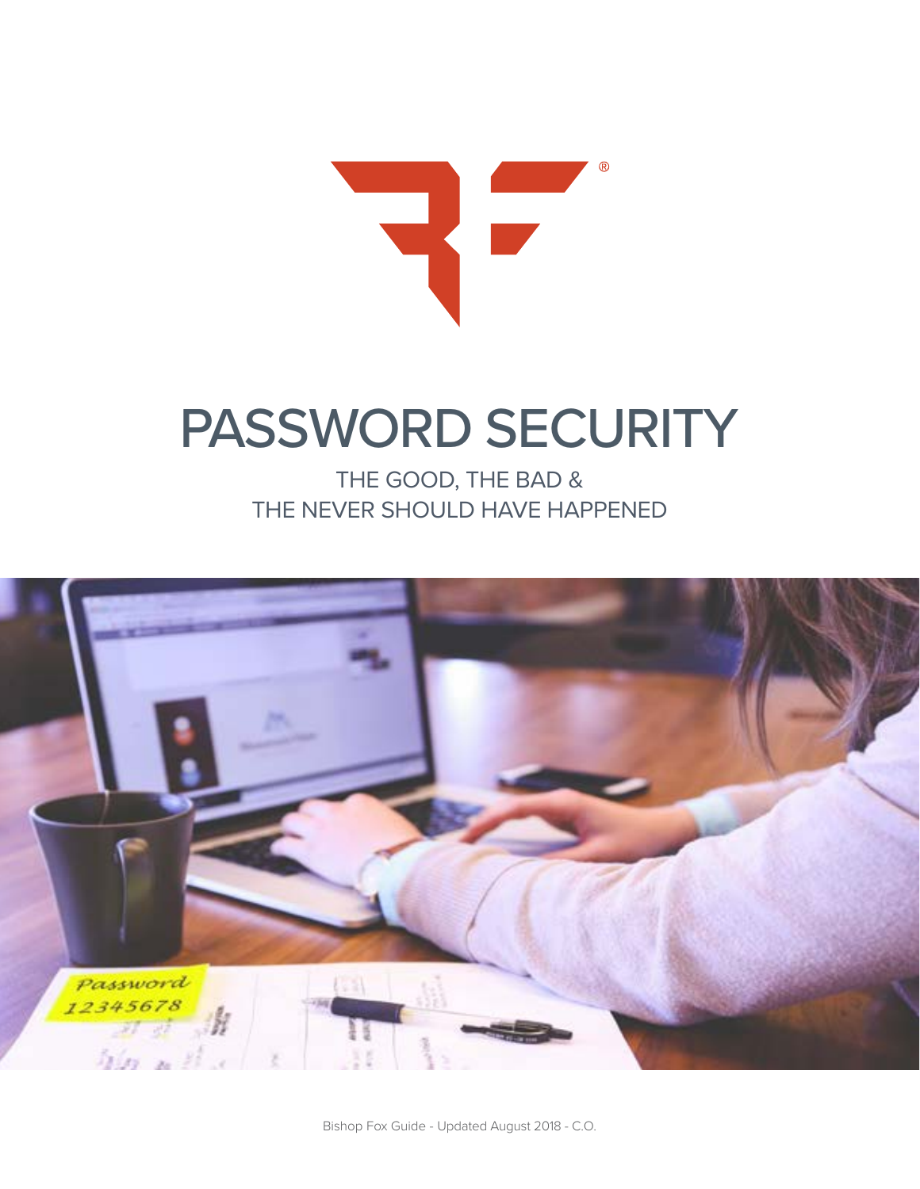# PASSWORD SECURITY

## THE GOOD, THE BAD & THE NEVER SHOULD HAVE HAPPENED

Bishop Fox Guide - Updated August 2018 - C.O.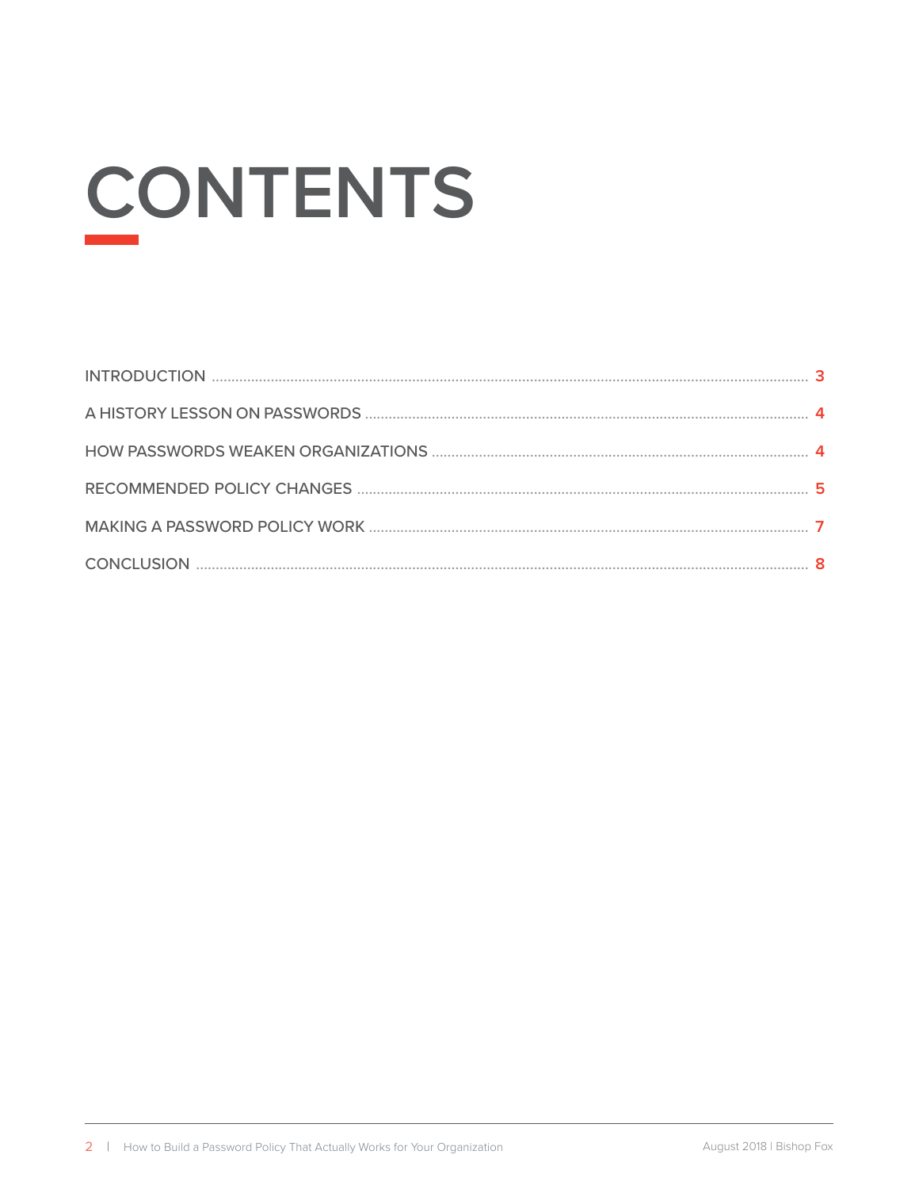# CONTENTS

| Section | Page |
| --- | --- |
| INTRODUCTION | 3 |
| A HISTORY LESSON ON PASSWORDS | 4 |
| HOW PASSWORDS WEAKEN ORGANIZATIONS | 4 |
| RECOMMENDED POLICY CHANGES | 5 |
| MAKING A PASSWORD POLICY WORK | 7 |
| CONCLUSION | 8 |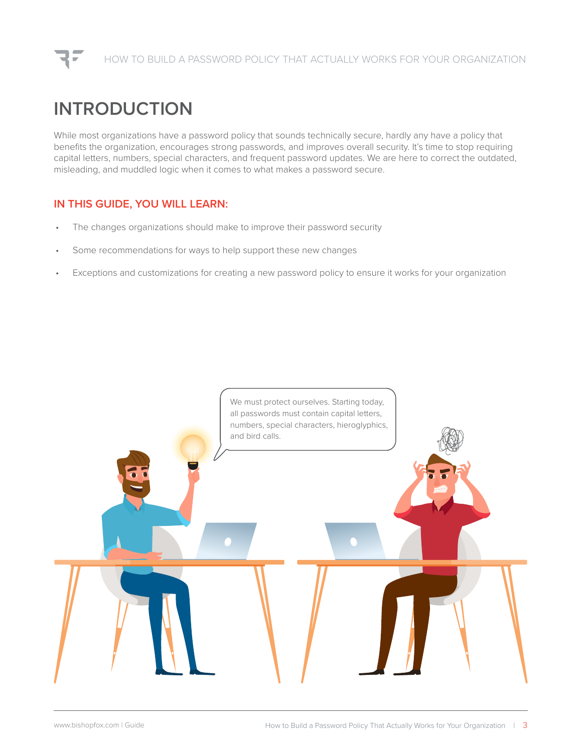# INTRODUCTION

While most organizations have a password policy that sounds technically secure, hardly any have a policy that benefits the organization, encourages strong passwords, and improves overall security. It's time to stop requiring capital letters, numbers, special characters, and frequent password updates. We are here to correct the outdated, misleading, and muddled logic when it comes to what makes a password secure.

## IN THIS GUIDE, YOU WILL LEARN:

- The changes organizations should make to improve their password security
- Some recommendations for ways to help support these new changes
- Exceptions and customizations for creating a new password policy to ensure it works for your organization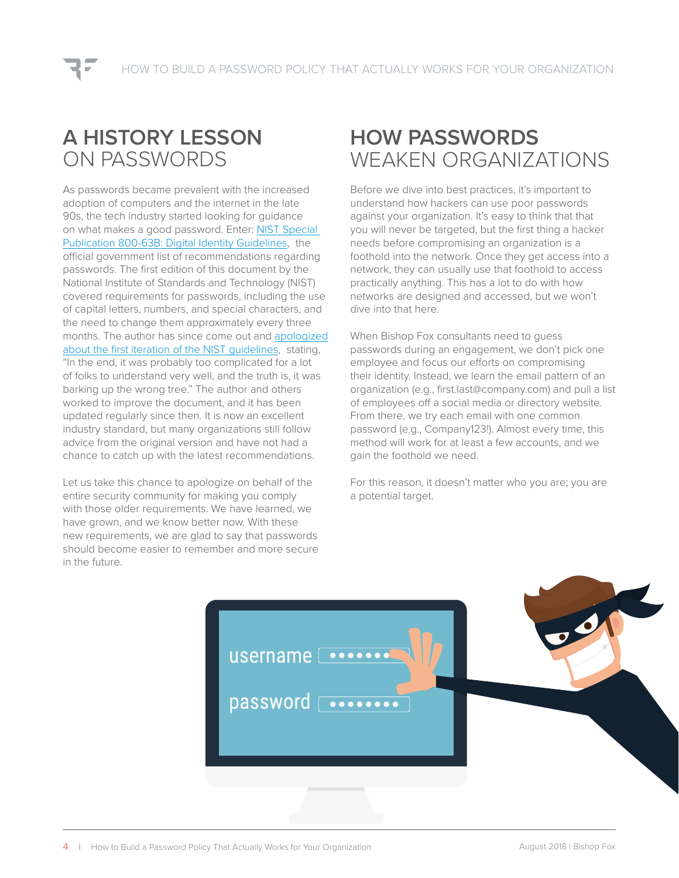## A HISTORY LESSON ON PASSWORDS

As passwords became prevalent with the increased adoption of computers and the internet in the late 90s, the tech industry started looking for guidance on what makes a good password. Enter: NIST Special Publication 800-63B: Digital Identity Guidelines, the official government list of recommendations regarding passwords. The first edition of this document by the National Institute of Standards and Technology (NIST) covered requirements for passwords, including the use of capital letters, numbers, and special characters, and the need to change them approximately every three months. The author has since come out and apologized about the first iteration of the NIST guidelines, stating, "In the end, it was probably too complicated for a lot of folks to understand very well, and the truth is, it was barking up the wrong tree." The author and others worked to improve the document, and it has been updated regularly since then. It is now an excellent industry standard, but many organizations still follow advice from the original version and have not had a chance to catch up with the latest recommendations.

Let us take this chance to apologize on behalf of the entire security community for making you comply with those older requirements. We have learned, we have grown, and we know better now. With these new requirements, we are glad to say that passwords should become easier to remember and more secure in the future.

## HOW PASSWORDS WEAKEN ORGANIZATIONS

Before we dive into best practices, it's important to understand how hackers can use poor passwords against your organization. It's easy to think that that you will never be targeted, but the first thing a hacker needs before compromising an organization is a foothold into the network. Once they get access into a network, they can usually use that foothold to access practically anything. This has a lot to do with how networks are designed and accessed, but we won't dive into that here.

When Bishop Fox consultants need to guess passwords during an engagement, we don't pick one employee and focus our efforts on compromising their identity. Instead, we learn the email pattern of an organization (e.g., first.last@company.com) and pull a list of employees off a social media or directory website. From there, we try each email with one common password (e.g., Company123!). Almost every time, this method will work for at least a few accounts, and we gain the foothold we need.

For this reason, it doesn't matter who you are; you are a potential target.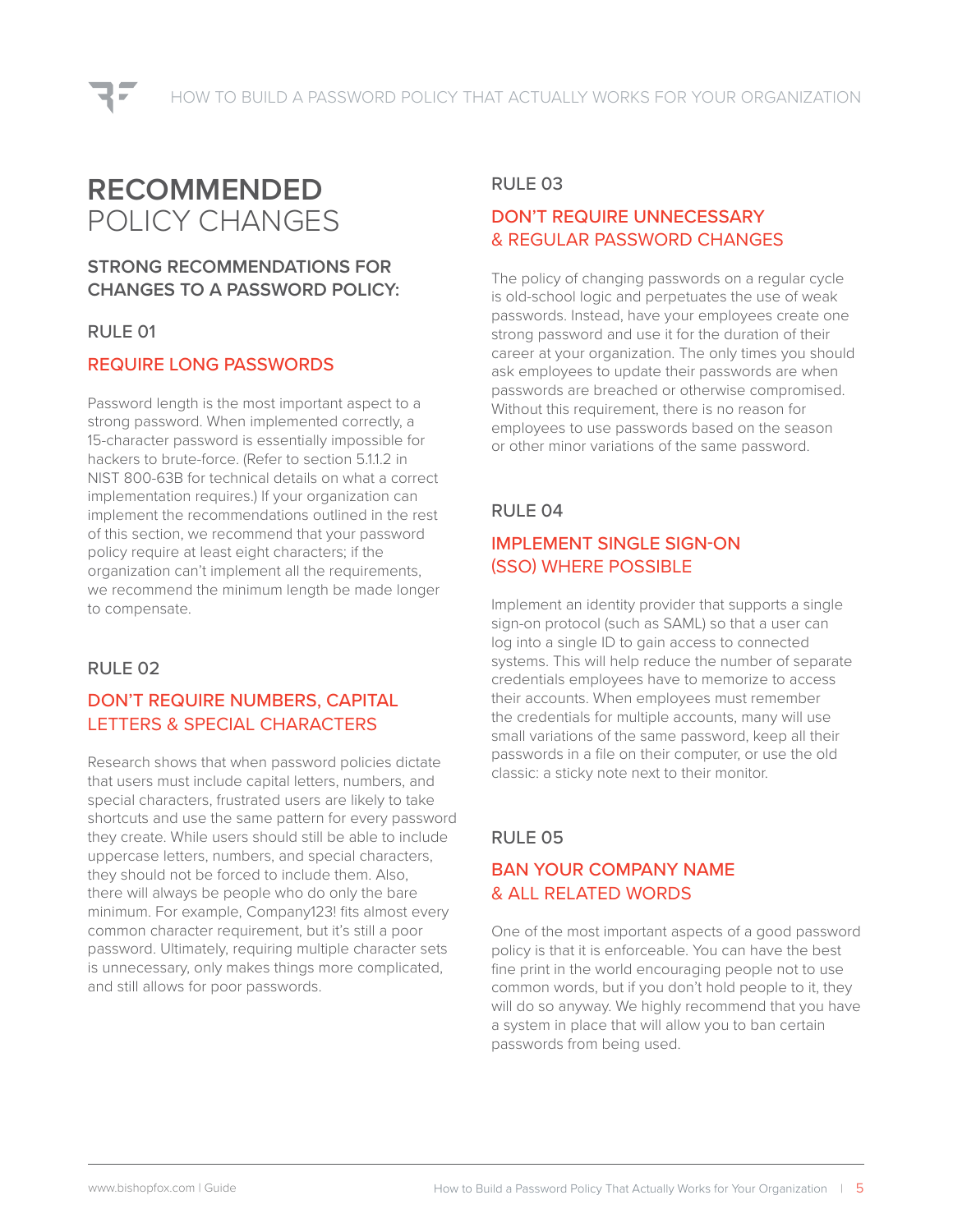# RECOMMENDED POLICY CHANGES

## STRONG RECOMMENDATIONS FOR CHANGES TO A PASSWORD POLICY:

### RULE 01

### REQUIRE LONG PASSWORDS

Password length is the most important aspect to a strong password. When implemented correctly, a 15-character password is essentially impossible for hackers to brute-force. (Refer to section 5.1.1.2 in NIST 800-63B for technical details on what a correct implementation requires.) If your organization can implement the recommendations outlined in the rest of this section, we recommend that your password policy require at least eight characters; if the organization can't implement all the requirements, we recommend the minimum length be made longer to compensate.

### RULE 02

### DON'T REQUIRE NUMBERS, CAPITAL LETTERS & SPECIAL CHARACTERS

Research shows that when password policies dictate that users must include capital letters, numbers, and special characters, frustrated users are likely to take shortcuts and use the same pattern for every password they create. While users should still be able to include uppercase letters, numbers, and special characters, they should not be forced to include them. Also, there will always be people who do only the bare minimum. For example, Company123! fits almost every common character requirement, but it's still a poor password. Ultimately, requiring multiple character sets is unnecessary, only makes things more complicated, and still allows for poor passwords.

### RULE 03

### DON'T REQUIRE UNNECESSARY & REGULAR PASSWORD CHANGES

The policy of changing passwords on a regular cycle is old-school logic and perpetuates the use of weak passwords. Instead, have your employees create one strong password and use it for the duration of their career at your organization. The only times you should ask employees to update their passwords are when passwords are breached or otherwise compromised. Without this requirement, there is no reason for employees to use passwords based on the season or other minor variations of the same password.

### RULE 04

### IMPLEMENT SINGLE SIGN-ON (SSO) WHERE POSSIBLE

Implement an identity provider that supports a single sign-on protocol (such as SAML) so that a user can log into a single ID to gain access to connected systems. This will help reduce the number of separate credentials employees have to memorize to access their accounts. When employees must remember the credentials for multiple accounts, many will use small variations of the same password, keep all their passwords in a file on their computer, or use the old classic: a sticky note next to their monitor.

### RULE 05

### BAN YOUR COMPANY NAME & ALL RELATED WORDS

One of the most important aspects of a good password policy is that it is enforceable. You can have the best fine print in the world encouraging people not to use common words, but if you don't hold people to it, they will do so anyway. We highly recommend that you have a system in place that will allow you to ban certain passwords from being used.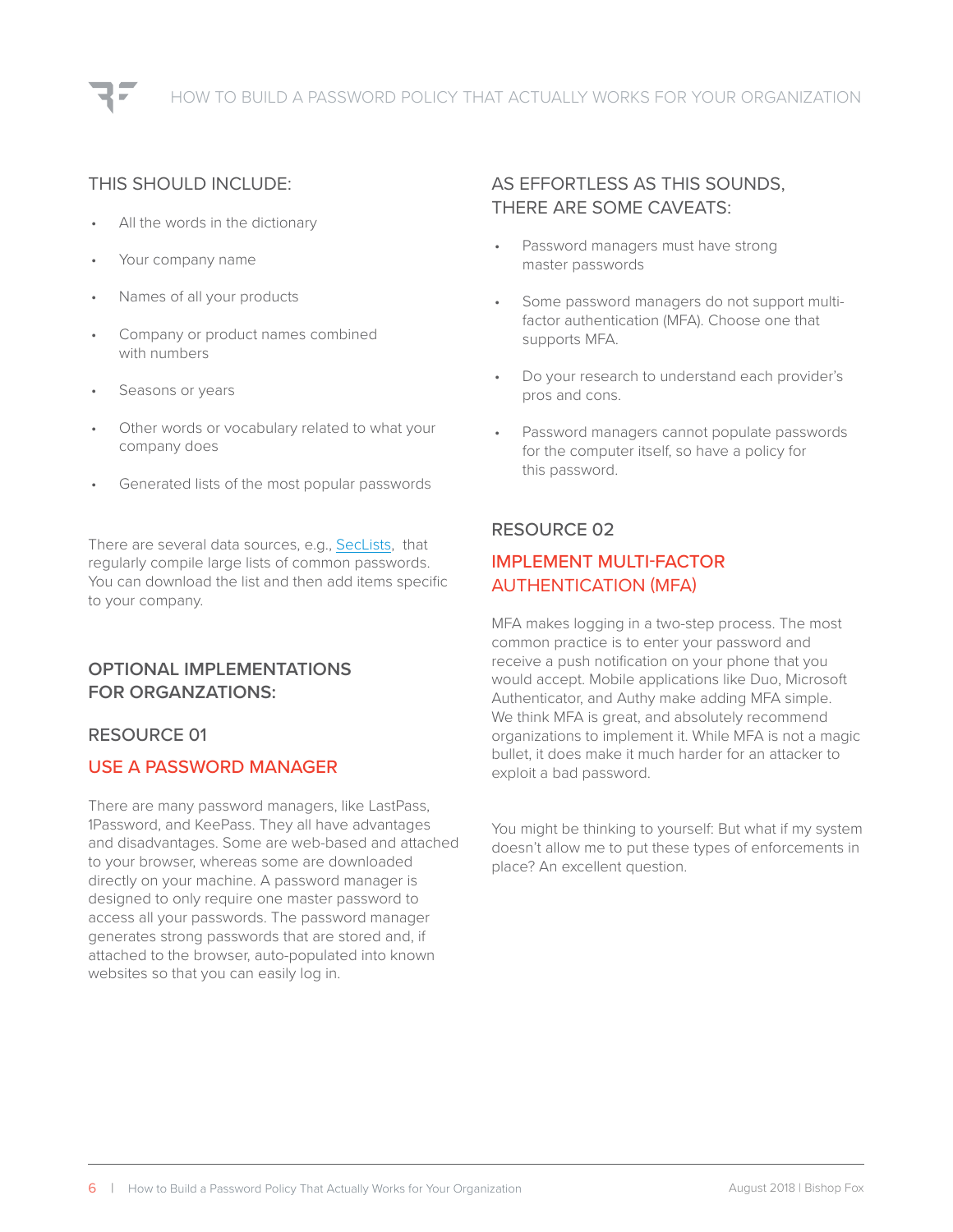### THIS SHOULD INCLUDE:

- All the words in the dictionary
- Your company name
- Names of all your products
- Company or product names combined with numbers
- Seasons or years
- Other words or vocabulary related to what your company does
- Generated lists of the most popular passwords

There are several data sources, e.g., [SecLists](SecLists), that regularly compile large lists of common passwords. You can download the list and then add items specific to your company.

## OPTIONAL IMPLEMENTATIONS FOR ORGANZATIONS:

### RESOURCE 01

### USE A PASSWORD MANAGER

There are many password managers, like LastPass, 1Password, and KeePass. They all have advantages and disadvantages. Some are web-based and attached to your browser, whereas some are downloaded directly on your machine. A password manager is designed to only require one master password to access all your passwords. The password manager generates strong passwords that are stored and, if attached to the browser, auto-populated into known websites so that you can easily log in.

### AS EFFORTLESS AS THIS SOUNDS, THERE ARE SOME CAVEATS:

- Password managers must have strong master passwords
- Some password managers do not support multi-factor authentication (MFA). Choose one that supports MFA.
- Do your research to understand each provider's pros and cons.
- Password managers cannot populate passwords for the computer itself, so have a policy for this password.

### RESOURCE 02

### IMPLEMENT MULTI-FACTOR AUTHENTICATION (MFA)

MFA makes logging in a two-step process. The most common practice is to enter your password and receive a push notification on your phone that you would accept. Mobile applications like Duo, Microsoft Authenticator, and Authy make adding MFA simple. We think MFA is great, and absolutely recommend organizations to implement it. While MFA is not a magic bullet, it does make it much harder for an attacker to exploit a bad password.

You might be thinking to yourself: But what if my system doesn't allow me to put these types of enforcements in place? An excellent question.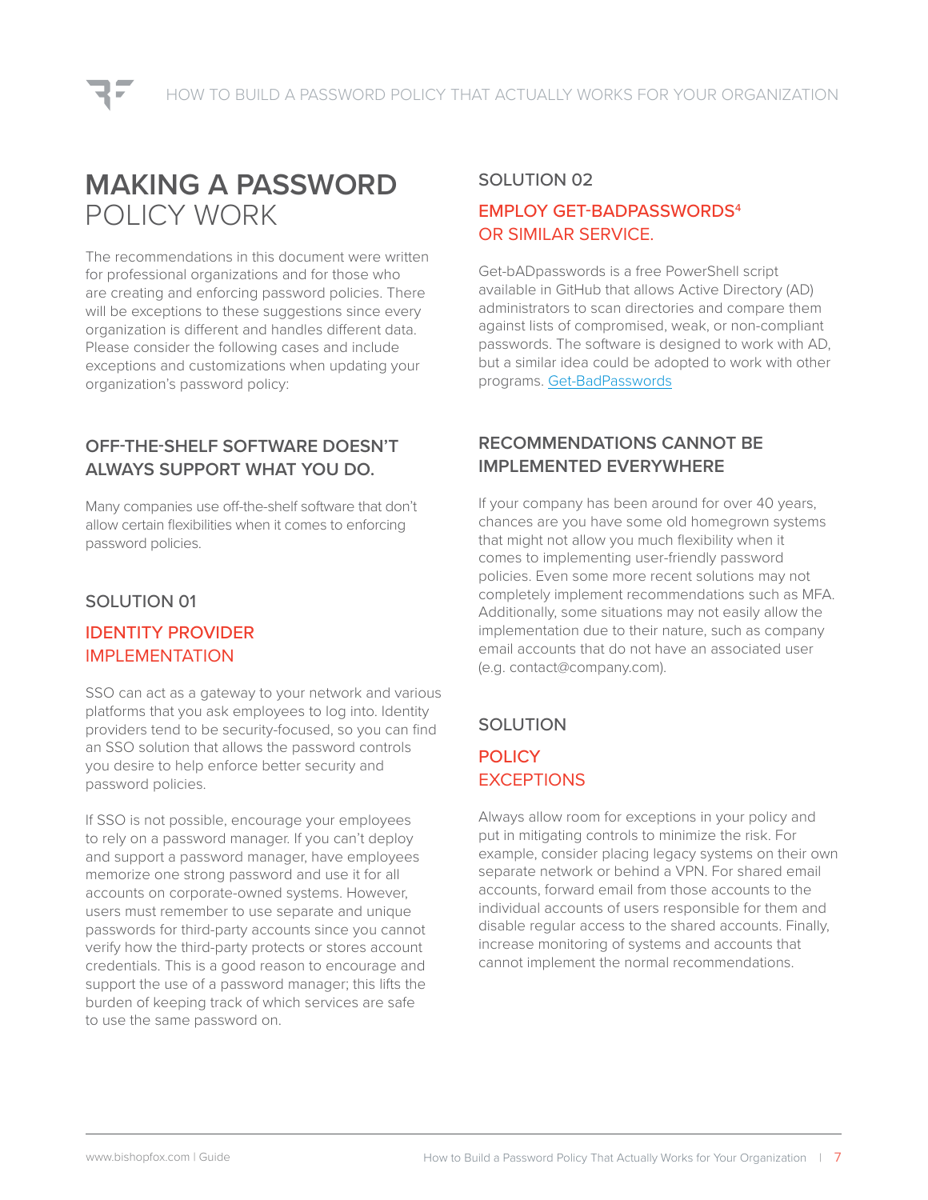# MAKING A PASSWORD POLICY WORK

The recommendations in this document were written for professional organizations and for those who are creating and enforcing password policies. There will be exceptions to these suggestions since every organization is different and handles different data. Please consider the following cases and include exceptions and customizations when updating your organization's password policy:

## OFF-THE-SHELF SOFTWARE DOESN'T ALWAYS SUPPORT WHAT YOU DO.

Many companies use off-the-shelf software that don't allow certain flexibilities when it comes to enforcing password policies.

### SOLUTION 01

### IDENTITY PROVIDER IMPLEMENTATION

SSO can act as a gateway to your network and various platforms that you ask employees to log into. Identity providers tend to be security-focused, so you can find an SSO solution that allows the password controls you desire to help enforce better security and password policies.

If SSO is not possible, encourage your employees to rely on a password manager. If you can't deploy and support a password manager, have employees memorize one strong password and use it for all accounts on corporate-owned systems. However, users must remember to use separate and unique passwords for third-party accounts since you cannot verify how the third-party protects or stores account credentials. This is a good reason to encourage and support the use of a password manager; this lifts the burden of keeping track of which services are safe to use the same password on.

### SOLUTION 02

### EMPLOY GET-BADPASSWORDS[4] OR SIMILAR SERVICE.

Get-bADpasswords is a free PowerShell script available in GitHub that allows Active Directory (AD) administrators to scan directories and compare them against lists of compromised, weak, or non-compliant passwords. The software is designed to work with AD, but a similar idea could be adopted to work with other programs. Get-BadPasswords

## RECOMMENDATIONS CANNOT BE IMPLEMENTED EVERYWHERE

If your company has been around for over 40 years, chances are you have some old homegrown systems that might not allow you much flexibility when it comes to implementing user-friendly password policies. Even some more recent solutions may not completely implement recommendations such as MFA. Additionally, some situations may not easily allow the implementation due to their nature, such as company email accounts that do not have an associated user (e.g. contact@company.com).

### SOLUTION

### POLICY EXCEPTIONS

Always allow room for exceptions in your policy and put in mitigating controls to minimize the risk. For example, consider placing legacy systems on their own separate network or behind a VPN. For shared email accounts, forward email from those accounts to the individual accounts of users responsible for them and disable regular access to the shared accounts. Finally, increase monitoring of systems and accounts that cannot implement the normal recommendations.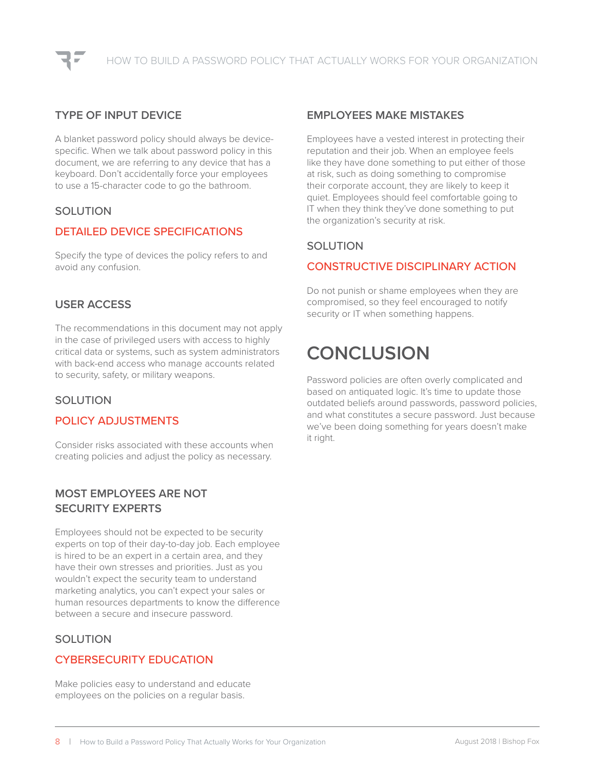### TYPE OF INPUT DEVICE

A blanket password policy should always be device-specific. When we talk about password policy in this document, we are referring to any device that has a keyboard. Don't accidentally force your employees to use a 15-character code to go the bathroom.

#### SOLUTION

#### DETAILED DEVICE SPECIFICATIONS

Specify the type of devices the policy refers to and avoid any confusion.

### USER ACCESS

The recommendations in this document may not apply in the case of privileged users with access to highly critical data or systems, such as system administrators with back-end access who manage accounts related to security, safety, or military weapons.

#### SOLUTION

#### POLICY ADJUSTMENTS

Consider risks associated with these accounts when creating policies and adjust the policy as necessary.

### MOST EMPLOYEES ARE NOT SECURITY EXPERTS

Employees should not be expected to be security experts on top of their day-to-day job. Each employee is hired to be an expert in a certain area, and they have their own stresses and priorities. Just as you wouldn't expect the security team to understand marketing analytics, you can't expect your sales or human resources departments to know the difference between a secure and insecure password.

#### SOLUTION

#### CYBERSECURITY EDUCATION

Make policies easy to understand and educate employees on the policies on a regular basis.

### EMPLOYEES MAKE MISTAKES

Employees have a vested interest in protecting their reputation and their job. When an employee feels like they have done something to put either of those at risk, such as doing something to compromise their corporate account, they are likely to keep it quiet. Employees should feel comfortable going to IT when they think they've done something to put the organization's security at risk.

#### SOLUTION

#### CONSTRUCTIVE DISCIPLINARY ACTION

Do not punish or shame employees when they are compromised, so they feel encouraged to notify security or IT when something happens.

## CONCLUSION

Password policies are often overly complicated and based on antiquated logic. It's time to update those outdated beliefs around passwords, password policies, and what constitutes a secure password. Just because we've been doing something for years doesn't make it right.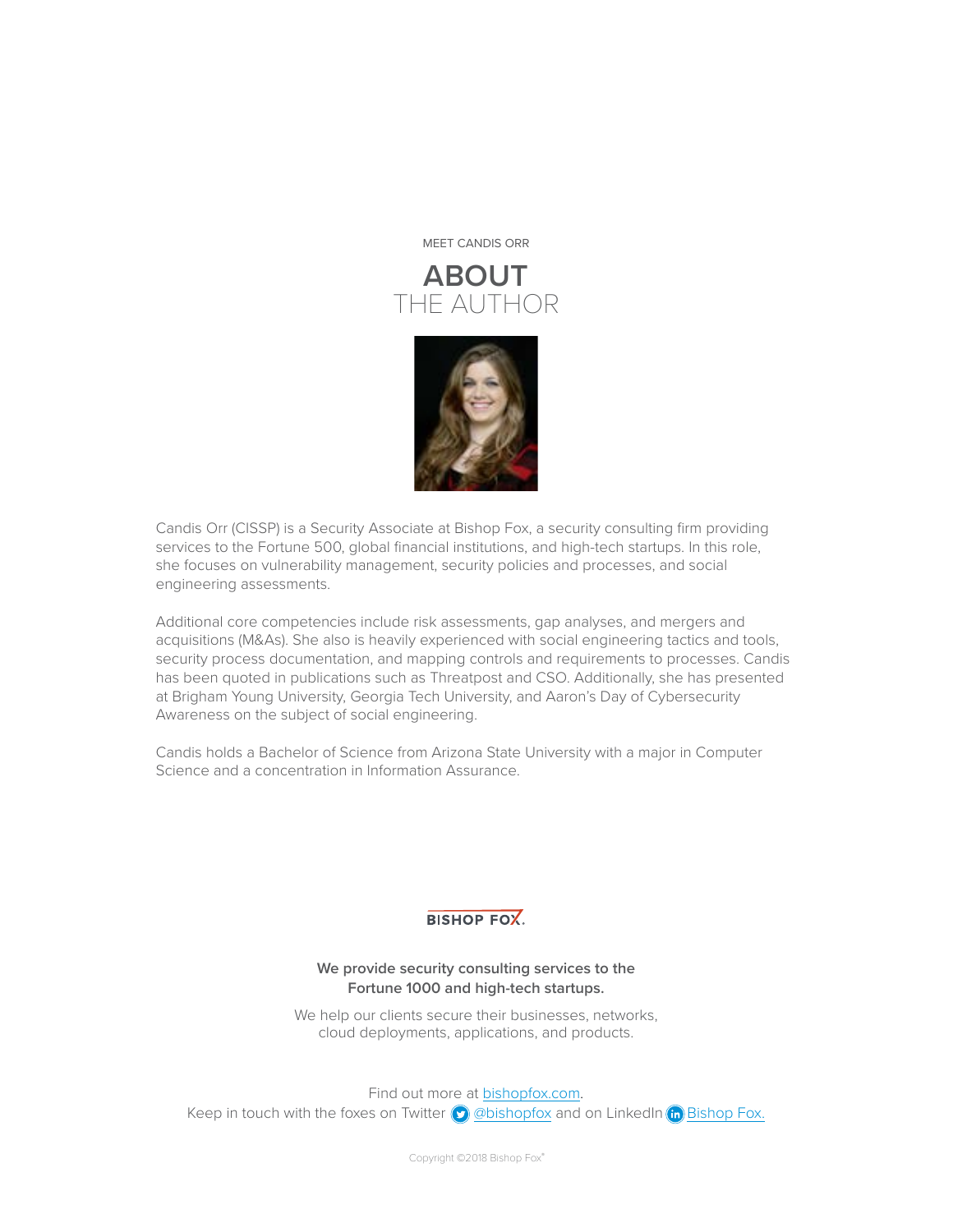MEET CANDIS ORR

# ABOUT THE AUTHOR

Candis Orr (CISSP) is a Security Associate at Bishop Fox, a security consulting firm providing services to the Fortune 500, global financial institutions, and high-tech startups. In this role, she focuses on vulnerability management, security policies and processes, and social engineering assessments.

Additional core competencies include risk assessments, gap analyses, and mergers and acquisitions (M&As). She also is heavily experienced with social engineering tactics and tools, security process documentation, and mapping controls and requirements to processes. Candis has been quoted in publications such as Threatpost and CSO. Additionally, she has presented at Brigham Young University, Georgia Tech University, and Aaron's Day of Cybersecurity Awareness on the subject of social engineering.

Candis holds a Bachelor of Science from Arizona State University with a major in Computer Science and a concentration in Information Assurance.

BISHOP FOX.

**We provide security consulting services to the Fortune 1000 and high-tech startups.**

We help our clients secure their businesses, networks, cloud deployments, applications, and products.

Find out more at bishopfox.com.
Keep in touch with the foxes on Twitter @bishopfox and on LinkedIn Bishop Fox.

Copyright ©2018 Bishop Fox®